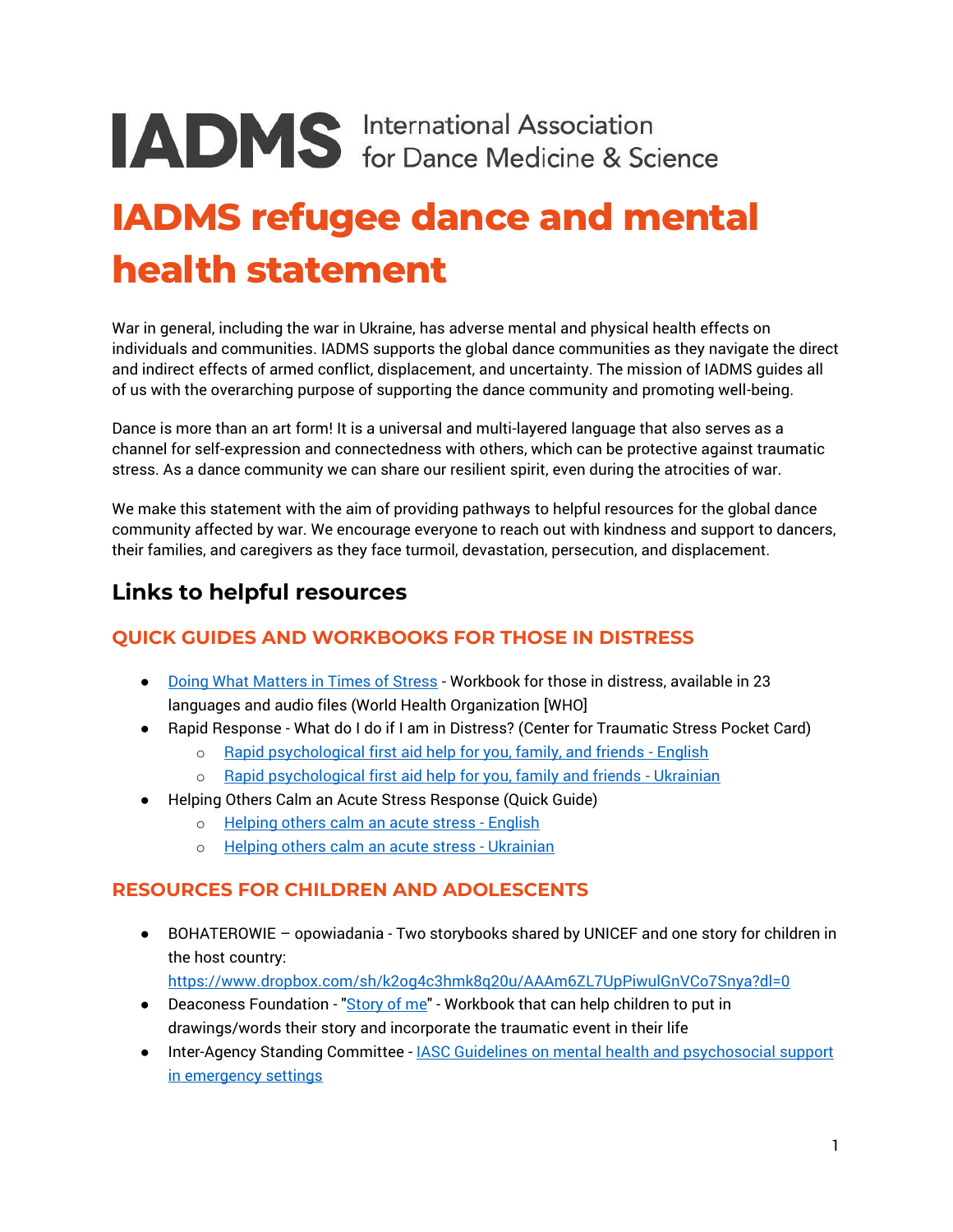IADMS International Association for Dance Medicine & Science

# IADMS refugee dance and mental health statement

War in general, including the war in Ukraine, has adverse mental and physical health effects on individuals and communities. IADMS supports the global dance communities as they navigate the direct and indirect effects of armed conflict, displacement, and uncertainty. The mission of IADMS guides all of us with the overarching purpose of supporting the dance community and promoting well-being.

Dance is more than an art form! It is a universal and multi-layered language that also serves as a channel for self-expression and connectedness with others, which can be protective against traumatic stress. As a dance community we can share our resilient spirit, even during the atrocities of war.

We make this statement with the aim of providing pathways to helpful resources for the global dance community affected by war. We encourage everyone to reach out with kindness and support to dancers, their families, and caregivers as they face turmoil, devastation, persecution, and displacement.

## Links to helpful resources

### QUICK GUIDES AND WORKBOOKS FOR THOSE IN DISTRESS

- Doing What Matters in Times of Stress - Workbook for those in distress, available in 23 languages and audio files (World Health Organization [WHO]
- Rapid Response - What do I do if I am in Distress? (Center for Traumatic Stress Pocket Card)
  - Rapid psychological first aid help for you, family, and friends - English
  - Rapid psychological first aid help for you, family and friends - Ukrainian
- Helping Others Calm an Acute Stress Response (Quick Guide)
  - Helping others calm an acute stress - English
  - Helping others calm an acute stress - Ukrainian

### RESOURCES FOR CHILDREN AND ADOLESCENTS

- BOHATEROWIE – opowiadania - Two storybooks shared by UNICEF and one story for children in the host country: https://www.dropbox.com/sh/k2og4c3hmk8q20u/AAAm6ZL7UpPiwulGnVCo7Snya?dl=0
- Deaconess Foundation - "Story of me" - Workbook that can help children to put in drawings/words their story and incorporate the traumatic event in their life
- Inter-Agency Standing Committee - IASC Guidelines on mental health and psychosocial support in emergency settings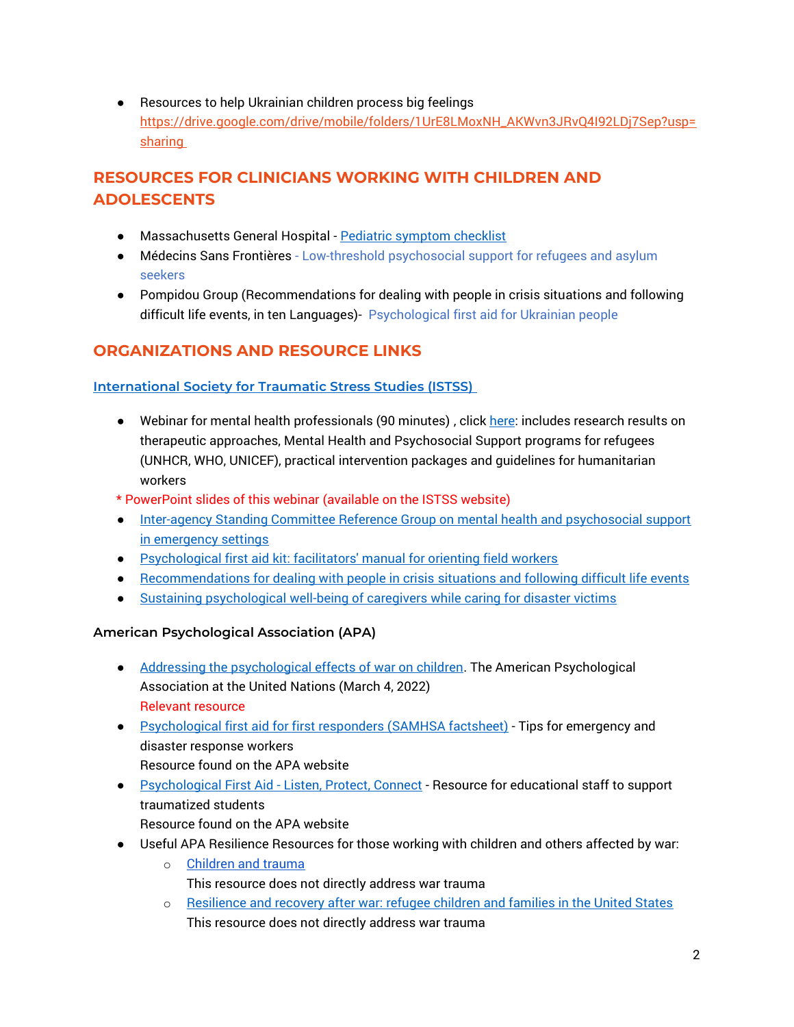- Resources to help Ukrainian children process big feelings https://drive.google.com/drive/mobile/folders/1UrE8LMoxNH_AKWvn3JRvQ4I92LDj7Sep?usp=sharing

## RESOURCES FOR CLINICIANS WORKING WITH CHILDREN AND ADOLESCENTS

- Massachusetts General Hospital - Pediatric symptom checklist
- Médecins Sans Frontières - Low-threshold psychosocial support for refugees and asylum seekers
- Pompidou Group (Recommendations for dealing with people in crisis situations and following difficult life events, in ten Languages)- Psychological first aid for Ukrainian people

## ORGANIZATIONS AND RESOURCE LINKS

### International Society for Traumatic Stress Studies (ISTSS)

- Webinar for mental health professionals (90 minutes) , click here: includes research results on therapeutic approaches, Mental Health and Psychosocial Support programs for refugees (UNHCR, WHO, UNICEF), practical intervention packages and guidelines for humanitarian workers

\* PowerPoint slides of this webinar (available on the ISTSS website)

- Inter-agency Standing Committee Reference Group on mental health and psychosocial support in emergency settings
- Psychological first aid kit: facilitators' manual for orienting field workers
- Recommendations for dealing with people in crisis situations and following difficult life events
- Sustaining psychological well-being of caregivers while caring for disaster victims

### American Psychological Association (APA)

- Addressing the psychological effects of war on children. The American Psychological Association at the United Nations (March 4, 2022)
  Relevant resource
- Psychological first aid for first responders (SAMHSA factsheet) - Tips for emergency and disaster response workers
  Resource found on the APA website
- Psychological First Aid - Listen, Protect, Connect - Resource for educational staff to support traumatized students
  Resource found on the APA website
- Useful APA Resilience Resources for those working with children and others affected by war:
  - Children and trauma
    This resource does not directly address war trauma
  - Resilience and recovery after war: refugee children and families in the United States
    This resource does not directly address war trauma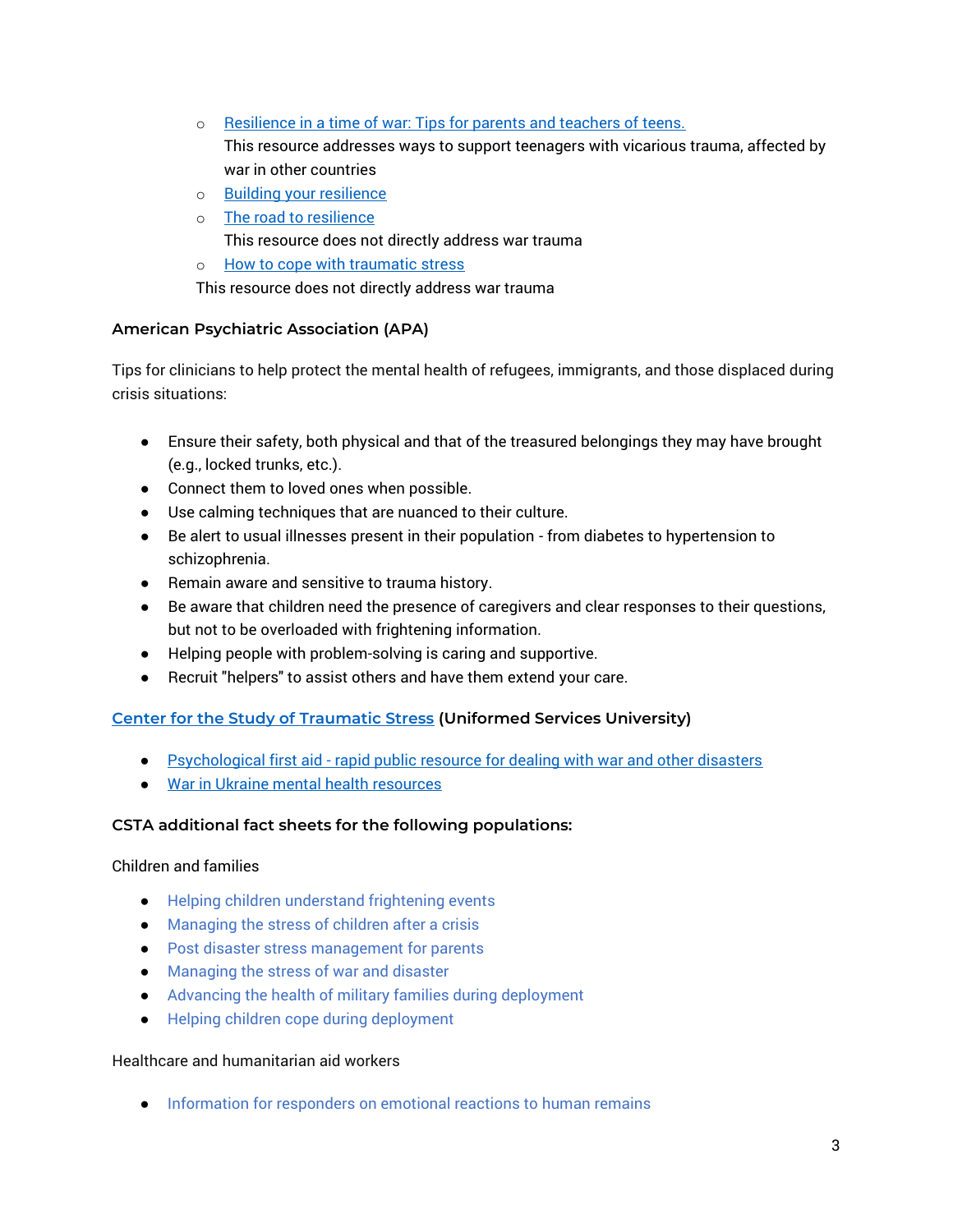- Resilience in a time of war: Tips for parents and teachers of teens.
  This resource addresses ways to support teenagers with vicarious trauma, affected by war in other countries
- Building your resilience
- The road to resilience
  This resource does not directly address war trauma
- How to cope with traumatic stress

This resource does not directly address war trauma

**American Psychiatric Association (APA)**

Tips for clinicians to help protect the mental health of refugees, immigrants, and those displaced during crisis situations:

- Ensure their safety, both physical and that of the treasured belongings they may have brought (e.g., locked trunks, etc.).
- Connect them to loved ones when possible.
- Use calming techniques that are nuanced to their culture.
- Be alert to usual illnesses present in their population - from diabetes to hypertension to schizophrenia.
- Remain aware and sensitive to trauma history.
- Be aware that children need the presence of caregivers and clear responses to their questions, but not to be overloaded with frightening information.
- Helping people with problem-solving is caring and supportive.
- Recruit "helpers" to assist others and have them extend your care.

**Center for the Study of Traumatic Stress (Uniformed Services University)**

- Psychological first aid - rapid public resource for dealing with war and other disasters
- War in Ukraine mental health resources

**CSTA additional fact sheets for the following populations:**

Children and families

- Helping children understand frightening events
- Managing the stress of children after a crisis
- Post disaster stress management for parents
- Managing the stress of war and disaster
- Advancing the health of military families during deployment
- Helping children cope during deployment

Healthcare and humanitarian aid workers

- Information for responders on emotional reactions to human remains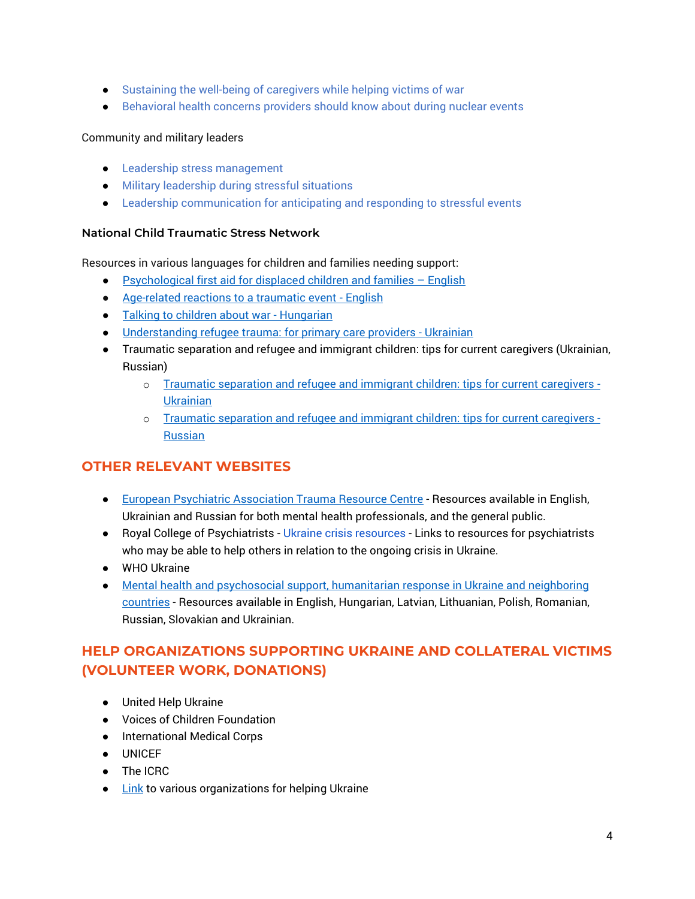- Sustaining the well-being of caregivers while helping victims of war
- Behavioral health concerns providers should know about during nuclear events

Community and military leaders

- Leadership stress management
- Military leadership during stressful situations
- Leadership communication for anticipating and responding to stressful events

**National Child Traumatic Stress Network**

Resources in various languages for children and families needing support:

- Psychological first aid for displaced children and families – English
- Age-related reactions to a traumatic event - English
- Talking to children about war - Hungarian
- Understanding refugee trauma: for primary care providers - Ukrainian
- Traumatic separation and refugee and immigrant children: tips for current caregivers (Ukrainian, Russian)
  - Traumatic separation and refugee and immigrant children: tips for current caregivers - Ukrainian
  - Traumatic separation and refugee and immigrant children: tips for current caregivers - Russian

## OTHER RELEVANT WEBSITES

- European Psychiatric Association Trauma Resource Centre - Resources available in English, Ukrainian and Russian for both mental health professionals, and the general public.
- Royal College of Psychiatrists - Ukraine crisis resources - Links to resources for psychiatrists who may be able to help others in relation to the ongoing crisis in Ukraine.
- WHO Ukraine
- Mental health and psychosocial support, humanitarian response in Ukraine and neighboring countries - Resources available in English, Hungarian, Latvian, Lithuanian, Polish, Romanian, Russian, Slovakian and Ukrainian.

## HELP ORGANIZATIONS SUPPORTING UKRAINE AND COLLATERAL VICTIMS (VOLUNTEER WORK, DONATIONS)

- United Help Ukraine
- Voices of Children Foundation
- International Medical Corps
- UNICEF
- The ICRC
- Link to various organizations for helping Ukraine